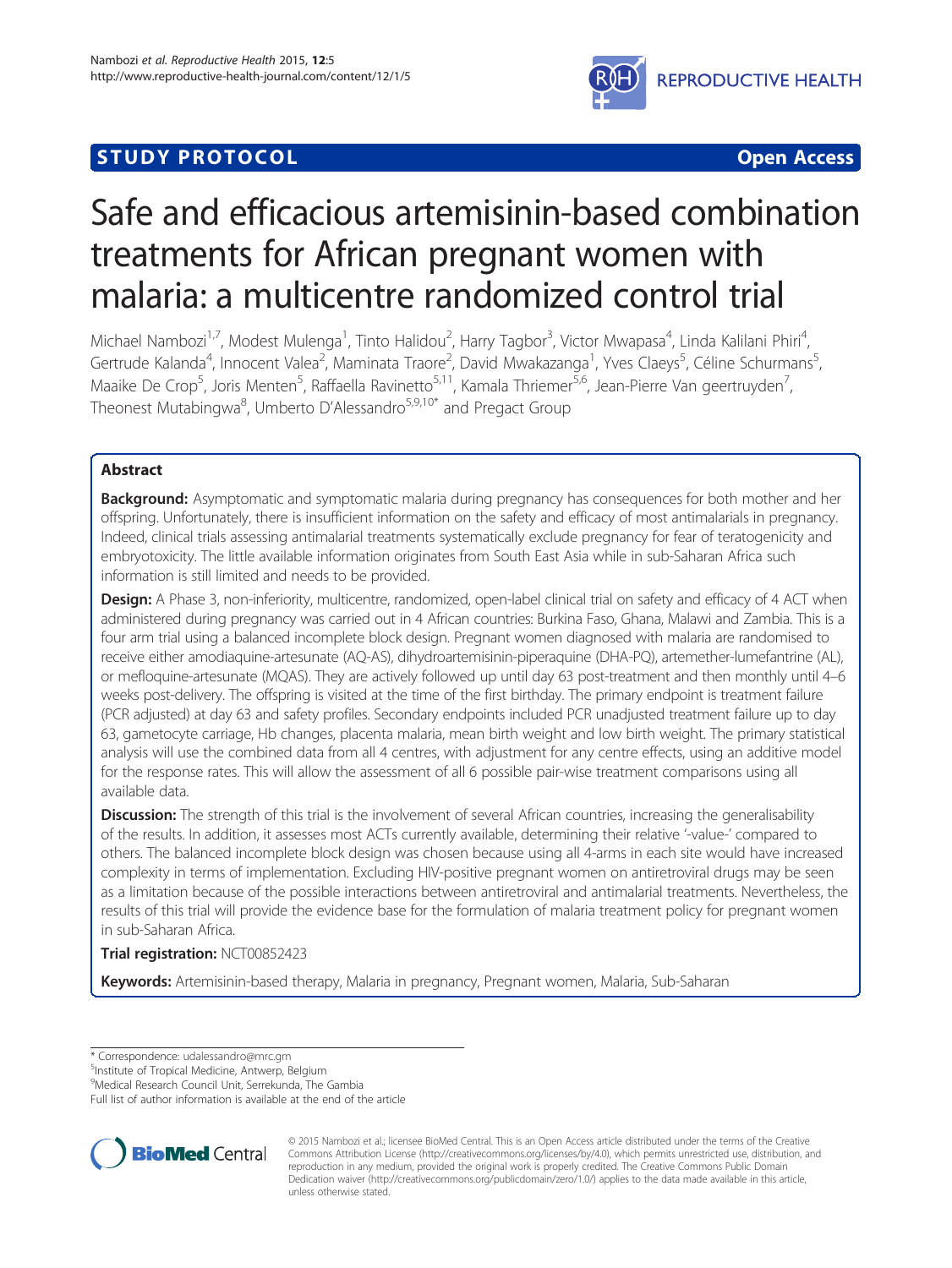STUDY PROTOCOL Open Access

# Safe and efficacious artemisinin-based combination treatments for African pregnant women with malaria: a multicentre randomized control trial

Michael Nambozi[1,7], Modest Mulenga[1], Tinto Halidou[2], Harry Tagbor[3], Victor Mwapasa[4], Linda Kalilani Phiri[4], Gertrude Kalanda[4], Innocent Valea[2], Maminata Traore[2], David Mwakazanga[1], Yves Claeys[5], Céline Schurmans[5], Maaike De Crop[5], Joris Menten[5], Raffaella Ravinetto[5,11], Kamala Thriemer[5,6], Jean-Pierre Van geertruyden[7], Theonest Mutabingwa[8], Umberto D'Alessandro[5,9,10*] and Pregact Group

## Abstract

**Background:** Asymptomatic and symptomatic malaria during pregnancy has consequences for both mother and her offspring. Unfortunately, there is insufficient information on the safety and efficacy of most antimalarials in pregnancy. Indeed, clinical trials assessing antimalarial treatments systematically exclude pregnancy for fear of teratogenicity and embryotoxicity. The little available information originates from South East Asia while in sub-Saharan Africa such information is still limited and needs to be provided.

**Design:** A Phase 3, non-inferiority, multicentre, randomized, open-label clinical trial on safety and efficacy of 4 ACT when administered during pregnancy was carried out in 4 African countries: Burkina Faso, Ghana, Malawi and Zambia. This is a four arm trial using a balanced incomplete block design. Pregnant women diagnosed with malaria are randomised to receive either amodiaquine-artesunate (AQ-AS), dihydroartemisinin-piperaquine (DHA-PQ), artemether-lumefantrine (AL), or mefloquine-artesunate (MQAS). They are actively followed up until day 63 post-treatment and then monthly until 4–6 weeks post-delivery. The offspring is visited at the time of the first birthday. The primary endpoint is treatment failure (PCR adjusted) at day 63 and safety profiles. Secondary endpoints included PCR unadjusted treatment failure up to day 63, gametocyte carriage, Hb changes, placenta malaria, mean birth weight and low birth weight. The primary statistical analysis will use the combined data from all 4 centres, with adjustment for any centre effects, using an additive model for the response rates. This will allow the assessment of all 6 possible pair-wise treatment comparisons using all available data.

**Discussion:** The strength of this trial is the involvement of several African countries, increasing the generalisability of the results. In addition, it assesses most ACTs currently available, determining their relative '-value-' compared to others. The balanced incomplete block design was chosen because using all 4-arms in each site would have increased complexity in terms of implementation. Excluding HIV-positive pregnant women on antiretroviral drugs may be seen as a limitation because of the possible interactions between antiretroviral and antimalarial treatments. Nevertheless, the results of this trial will provide the evidence base for the formulation of malaria treatment policy for pregnant women in sub-Saharan Africa.

**Trial registration:** NCT00852423

**Keywords:** Artemisinin-based therapy, Malaria in pregnancy, Pregnant women, Malaria, Sub-Saharan

\* Correspondence: udalessandro@mrc.gm
[5]Institute of Tropical Medicine, Antwerp, Belgium
[9]Medical Research Council Unit, Serrekunda, The Gambia
Full list of author information is available at the end of the article

© 2015 Nambozi et al.; licensee BioMed Central. This is an Open Access article distributed under the terms of the Creative Commons Attribution License (http://creativecommons.org/licenses/by/4.0), which permits unrestricted use, distribution, and reproduction in any medium, provided the original work is properly credited. The Creative Commons Public Domain Dedication waiver (http://creativecommons.org/publicdomain/zero/1.0/) applies to the data made available in this article, unless otherwise stated.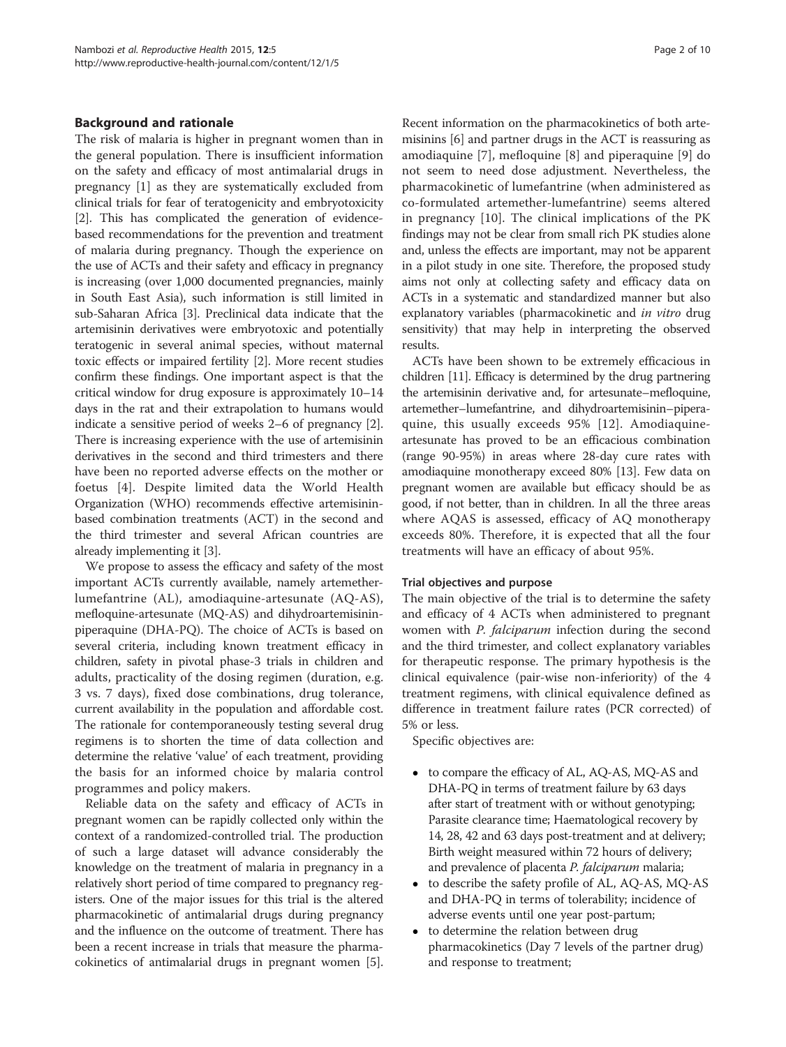## Background and rationale

The risk of malaria is higher in pregnant women than in the general population. There is insufficient information on the safety and efficacy of most antimalarial drugs in pregnancy [1] as they are systematically excluded from clinical trials for fear of teratogenicity and embryotoxicity [2]. This has complicated the generation of evidence-based recommendations for the prevention and treatment of malaria during pregnancy. Though the experience on the use of ACTs and their safety and efficacy in pregnancy is increasing (over 1,000 documented pregnancies, mainly in South East Asia), such information is still limited in sub-Saharan Africa [3]. Preclinical data indicate that the artemisinin derivatives were embryotoxic and potentially teratogenic in several animal species, without maternal toxic effects or impaired fertility [2]. More recent studies confirm these findings. One important aspect is that the critical window for drug exposure is approximately 10–14 days in the rat and their extrapolation to humans would indicate a sensitive period of weeks 2–6 of pregnancy [2]. There is increasing experience with the use of artemisinin derivatives in the second and third trimesters and there have been no reported adverse effects on the mother or foetus [4]. Despite limited data the World Health Organization (WHO) recommends effective artemisinin-based combination treatments (ACT) in the second and the third trimester and several African countries are already implementing it [3].

We propose to assess the efficacy and safety of the most important ACTs currently available, namely artemether-lumefantrine (AL), amodiaquine-artesunate (AQ-AS), mefloquine-artesunate (MQ-AS) and dihydroartemisinin-piperaquine (DHA-PQ). The choice of ACTs is based on several criteria, including known treatment efficacy in children, safety in pivotal phase-3 trials in children and adults, practicality of the dosing regimen (duration, e.g. 3 vs. 7 days), fixed dose combinations, drug tolerance, current availability in the population and affordable cost. The rationale for contemporaneously testing several drug regimens is to shorten the time of data collection and determine the relative 'value' of each treatment, providing the basis for an informed choice by malaria control programmes and policy makers.

Reliable data on the safety and efficacy of ACTs in pregnant women can be rapidly collected only within the context of a randomized-controlled trial. The production of such a large dataset will advance considerably the knowledge on the treatment of malaria in pregnancy in a relatively short period of time compared to pregnancy registers. One of the major issues for this trial is the altered pharmacokinetic of antimalarial drugs during pregnancy and the influence on the outcome of treatment. There has been a recent increase in trials that measure the pharmacokinetics of antimalarial drugs in pregnant women [5]. Recent information on the pharmacokinetics of both artemisinins [6] and partner drugs in the ACT is reassuring as amodiaquine [7], mefloquine [8] and piperaquine [9] do not seem to need dose adjustment. Nevertheless, the pharmacokinetic of lumefantrine (when administered as co-formulated artemether-lumefantrine) seems altered in pregnancy [10]. The clinical implications of the PK findings may not be clear from small rich PK studies alone and, unless the effects are important, may not be apparent in a pilot study in one site. Therefore, the proposed study aims not only at collecting safety and efficacy data on ACTs in a systematic and standardized manner but also explanatory variables (pharmacokinetic and *in vitro* drug sensitivity) that may help in interpreting the observed results.

ACTs have been shown to be extremely efficacious in children [11]. Efficacy is determined by the drug partnering the artemisinin derivative and, for artesunate–mefloquine, artemether–lumefantrine, and dihydroartemisinin–piperaquine, this usually exceeds 95% [12]. Amodiaquine-artesunate has proved to be an efficacious combination (range 90-95%) in areas where 28-day cure rates with amodiaquine monotherapy exceed 80% [13]. Few data on pregnant women are available but efficacy should be as good, if not better, than in children. In all the three areas where AQAS is assessed, efficacy of AQ monotherapy exceeds 80%. Therefore, it is expected that all the four treatments will have an efficacy of about 95%.

### Trial objectives and purpose

The main objective of the trial is to determine the safety and efficacy of 4 ACTs when administered to pregnant women with *P. falciparum* infection during the second and the third trimester, and collect explanatory variables for therapeutic response. The primary hypothesis is the clinical equivalence (pair-wise non-inferiority) of the 4 treatment regimens, with clinical equivalence defined as difference in treatment failure rates (PCR corrected) of 5% or less.

Specific objectives are:

- to compare the efficacy of AL, AQ-AS, MQ-AS and DHA-PQ in terms of treatment failure by 63 days after start of treatment with or without genotyping; Parasite clearance time; Haematological recovery by 14, 28, 42 and 63 days post-treatment and at delivery; Birth weight measured within 72 hours of delivery; and prevalence of placenta *P. falciparum* malaria;
- to describe the safety profile of AL, AQ-AS, MQ-AS and DHA-PQ in terms of tolerability; incidence of adverse events until one year post-partum;
- to determine the relation between drug pharmacokinetics (Day 7 levels of the partner drug) and response to treatment;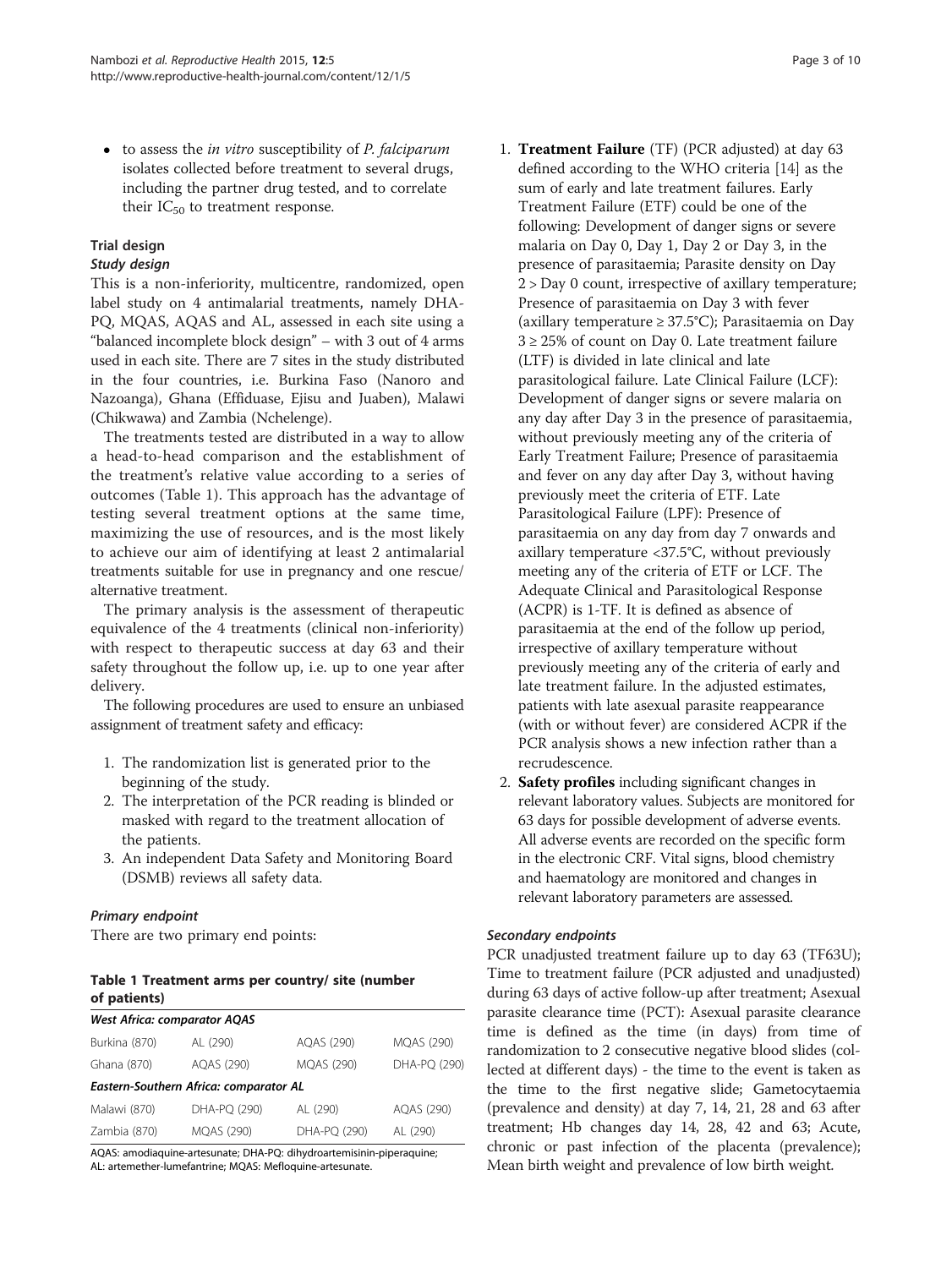- to assess the *in vitro* susceptibility of *P. falciparum* isolates collected before treatment to several drugs, including the partner drug tested, and to correlate their $IC_{50}$ to treatment response.

## Trial design

### Study design

This is a non-inferiority, multicentre, randomized, open label study on 4 antimalarial treatments, namely DHA-PQ, MQAS, AQAS and AL, assessed in each site using a "balanced incomplete block design" – with 3 out of 4 arms used in each site. There are 7 sites in the study distributed in the four countries, i.e. Burkina Faso (Nanoro and Nazoanga), Ghana (Effiduase, Ejisu and Juaben), Malawi (Chikwawa) and Zambia (Nchelenge).

The treatments tested are distributed in a way to allow a head-to-head comparison and the establishment of the treatment's relative value according to a series of outcomes (Table 1). This approach has the advantage of testing several treatment options at the same time, maximizing the use of resources, and is the most likely to achieve our aim of identifying at least 2 antimalarial treatments suitable for use in pregnancy and one rescue/alternative treatment.

The primary analysis is the assessment of therapeutic equivalence of the 4 treatments (clinical non-inferiority) with respect to therapeutic success at day 63 and their safety throughout the follow up, i.e. up to one year after delivery.

The following procedures are used to ensure an unbiased assignment of treatment safety and efficacy:

1. The randomization list is generated prior to the beginning of the study.
2. The interpretation of the PCR reading is blinded or masked with regard to the treatment allocation of the patients.
3. An independent Data Safety and Monitoring Board (DSMB) reviews all safety data.

### Primary endpoint

There are two primary end points:

**Table 1 Treatment arms per country/ site (number of patients)**

| *West Africa: comparator AQAS* | | | |
|---|---|---|---|
| Burkina (870) | AL (290) | AQAS (290) | MQAS (290) |
| Ghana (870) | AQAS (290) | MQAS (290) | DHA-PQ (290) |
| *Eastern-Southern Africa: comparator AL* | | | |
| Malawi (870) | DHA-PQ (290) | AL (290) | AQAS (290) |
| Zambia (870) | MQAS (290) | DHA-PQ (290) | AL (290) |

AQAS: amodiaquine-artesunate; DHA-PQ: dihydroartemisinin-piperaquine; AL: artemether-lumefantrine; MQAS: Mefloquine-artesunate.

1. **Treatment Failure** (TF) (PCR adjusted) at day 63 defined according to the WHO criteria [14] as the sum of early and late treatment failures. Early Treatment Failure (ETF) could be one of the following: Development of danger signs or severe malaria on Day 0, Day 1, Day 2 or Day 3, in the presence of parasitaemia; Parasite density on Day 2 > Day 0 count, irrespective of axillary temperature; Presence of parasitaemia on Day 3 with fever (axillary temperature ≥ 37.5°C); Parasitaemia on Day 3 ≥ 25% of count on Day 0. Late treatment failure (LTF) is divided in late clinical and late parasitological failure. Late Clinical Failure (LCF): Development of danger signs or severe malaria on any day after Day 3 in the presence of parasitaemia, without previously meeting any of the criteria of Early Treatment Failure; Presence of parasitaemia and fever on any day after Day 3, without having previously meet the criteria of ETF. Late Parasitological Failure (LPF): Presence of parasitaemia on any day from day 7 onwards and axillary temperature <37.5°C, without previously meeting any of the criteria of ETF or LCF. The Adequate Clinical and Parasitological Response (ACPR) is 1-TF. It is defined as absence of parasitaemia at the end of the follow up period, irrespective of axillary temperature without previously meeting any of the criteria of early and late treatment failure. In the adjusted estimates, patients with late asexual parasite reappearance (with or without fever) are considered ACPR if the PCR analysis shows a new infection rather than a recrudescence.
2. **Safety profiles** including significant changes in relevant laboratory values. Subjects are monitored for 63 days for possible development of adverse events. All adverse events are recorded on the specific form in the electronic CRF. Vital signs, blood chemistry and haematology are monitored and changes in relevant laboratory parameters are assessed.

### Secondary endpoints

PCR unadjusted treatment failure up to day 63 (TF63U); Time to treatment failure (PCR adjusted and unadjusted) during 63 days of active follow-up after treatment; Asexual parasite clearance time (PCT): Asexual parasite clearance time is defined as the time (in days) from time of randomization to 2 consecutive negative blood slides (collected at different days) - the time to the event is taken as the time to the first negative slide; Gametocytaemia (prevalence and density) at day 7, 14, 21, 28 and 63 after treatment; Hb changes day 14, 28, 42 and 63; Acute, chronic or past infection of the placenta (prevalence); Mean birth weight and prevalence of low birth weight.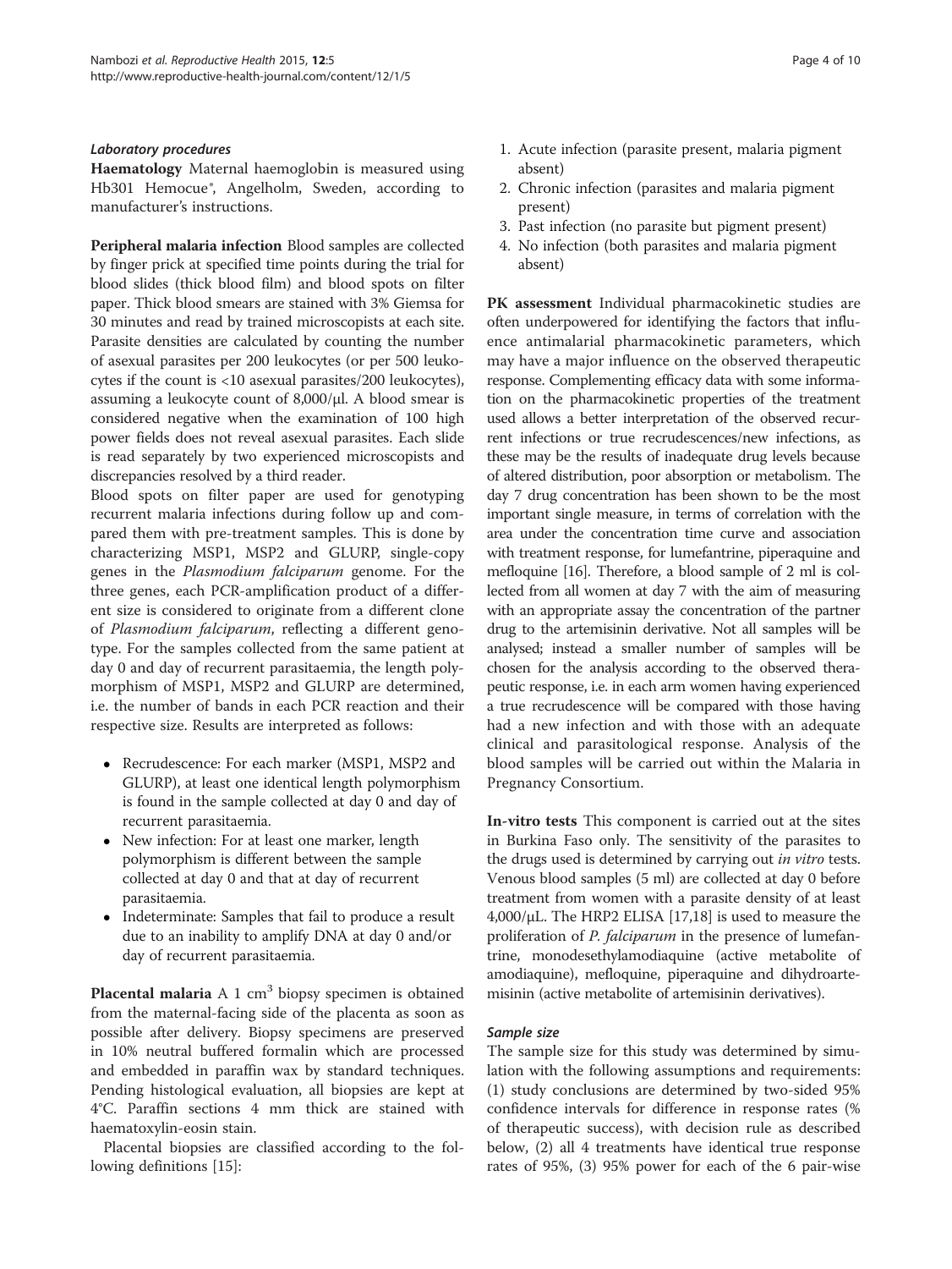#### *Laboratory procedures*

**Haematology** Maternal haemoglobin is measured using Hb301 Hemocue®, Angelholm, Sweden, according to manufacturer's instructions.

**Peripheral malaria infection** Blood samples are collected by finger prick at specified time points during the trial for blood slides (thick blood film) and blood spots on filter paper. Thick blood smears are stained with 3% Giemsa for 30 minutes and read by trained microscopists at each site. Parasite densities are calculated by counting the number of asexual parasites per 200 leukocytes (or per 500 leukocytes if the count is <10 asexual parasites/200 leukocytes), assuming a leukocyte count of 8,000/μl. A blood smear is considered negative when the examination of 100 high power fields does not reveal asexual parasites. Each slide is read separately by two experienced microscopists and discrepancies resolved by a third reader.

Blood spots on filter paper are used for genotyping recurrent malaria infections during follow up and compared them with pre-treatment samples. This is done by characterizing MSP1, MSP2 and GLURP, single-copy genes in the *Plasmodium falciparum* genome. For the three genes, each PCR-amplification product of a different size is considered to originate from a different clone of *Plasmodium falciparum*, reflecting a different genotype. For the samples collected from the same patient at day 0 and day of recurrent parasitaemia, the length polymorphism of MSP1, MSP2 and GLURP are determined, i.e. the number of bands in each PCR reaction and their respective size. Results are interpreted as follows:

- Recrudescence: For each marker (MSP1, MSP2 and GLURP), at least one identical length polymorphism is found in the sample collected at day 0 and day of recurrent parasitaemia.
- New infection: For at least one marker, length polymorphism is different between the sample collected at day 0 and that at day of recurrent parasitaemia.
- Indeterminate: Samples that fail to produce a result due to an inability to amplify DNA at day 0 and/or day of recurrent parasitaemia.

**Placental malaria** A 1 $cm^3$ biopsy specimen is obtained from the maternal-facing side of the placenta as soon as possible after delivery. Biopsy specimens are preserved in 10% neutral buffered formalin which are processed and embedded in paraffin wax by standard techniques. Pending histological evaluation, all biopsies are kept at 4°C. Paraffin sections 4 mm thick are stained with haematoxylin-eosin stain.

Placental biopsies are classified according to the following definitions [15]:

1. Acute infection (parasite present, malaria pigment absent)
2. Chronic infection (parasites and malaria pigment present)
3. Past infection (no parasite but pigment present)
4. No infection (both parasites and malaria pigment absent)

**PK assessment** Individual pharmacokinetic studies are often underpowered for identifying the factors that influence antimalarial pharmacokinetic parameters, which may have a major influence on the observed therapeutic response. Complementing efficacy data with some information on the pharmacokinetic properties of the treatment used allows a better interpretation of the observed recurrent infections or true recrudescences/new infections, as these may be the results of inadequate drug levels because of altered distribution, poor absorption or metabolism. The day 7 drug concentration has been shown to be the most important single measure, in terms of correlation with the area under the concentration time curve and association with treatment response, for lumefantrine, piperaquine and mefloquine [16]. Therefore, a blood sample of 2 ml is collected from all women at day 7 with the aim of measuring with an appropriate assay the concentration of the partner drug to the artemisinin derivative. Not all samples will be analysed; instead a smaller number of samples will be chosen for the analysis according to the observed therapeutic response, i.e. in each arm women having experienced a true recrudescence will be compared with those having had a new infection and with those with an adequate clinical and parasitological response. Analysis of the blood samples will be carried out within the Malaria in Pregnancy Consortium.

**In-vitro tests** This component is carried out at the sites in Burkina Faso only. The sensitivity of the parasites to the drugs used is determined by carrying out *in vitro* tests. Venous blood samples (5 ml) are collected at day 0 before treatment from women with a parasite density of at least 4,000/μL. The HRP2 ELISA [17,18] is used to measure the proliferation of *P. falciparum* in the presence of lumefantrine, monodesethylamodiaquine (active metabolite of amodiaquine), mefloquine, piperaquine and dihydroartemisinin (active metabolite of artemisinin derivatives).

#### *Sample size*

The sample size for this study was determined by simulation with the following assumptions and requirements: (1) study conclusions are determined by two-sided 95% confidence intervals for difference in response rates (% of therapeutic success), with decision rule as described below, (2) all 4 treatments have identical true response rates of 95%, (3) 95% power for each of the 6 pair-wise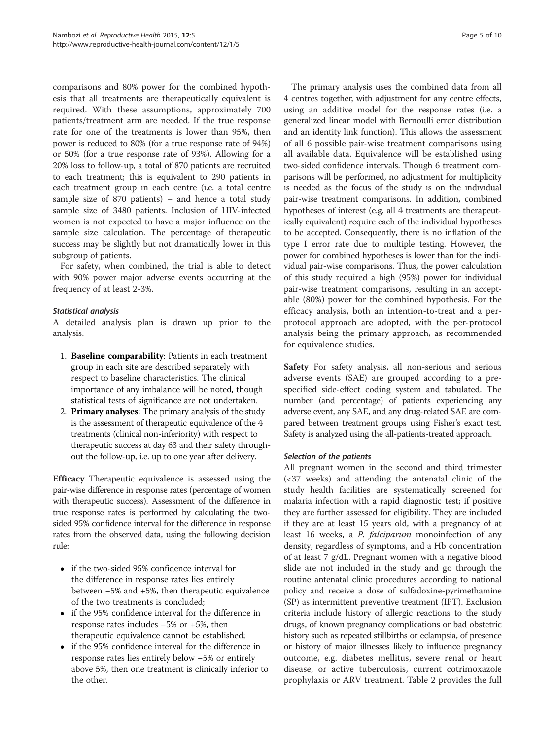comparisons and 80% power for the combined hypothesis that all treatments are therapeutically equivalent is required. With these assumptions, approximately 700 patients/treatment arm are needed. If the true response rate for one of the treatments is lower than 95%, then power is reduced to 80% (for a true response rate of 94%) or 50% (for a true response rate of 93%). Allowing for a 20% loss to follow-up, a total of 870 patients are recruited to each treatment; this is equivalent to 290 patients in each treatment group in each centre (i.e. a total centre sample size of 870 patients) – and hence a total study sample size of 3480 patients. Inclusion of HIV-infected women is not expected to have a major influence on the sample size calculation. The percentage of therapeutic success may be slightly but not dramatically lower in this subgroup of patients.

For safety, when combined, the trial is able to detect with 90% power major adverse events occurring at the frequency of at least 2-3%.

#### *Statistical analysis*

A detailed analysis plan is drawn up prior to the analysis.

1. **Baseline comparability**: Patients in each treatment group in each site are described separately with respect to baseline characteristics. The clinical importance of any imbalance will be noted, though statistical tests of significance are not undertaken.
2. **Primary analyses**: The primary analysis of the study is the assessment of therapeutic equivalence of the 4 treatments (clinical non-inferiority) with respect to therapeutic success at day 63 and their safety throughout the follow-up, i.e. up to one year after delivery.

**Efficacy** Therapeutic equivalence is assessed using the pair-wise difference in response rates (percentage of women with therapeutic success). Assessment of the difference in true response rates is performed by calculating the two-sided 95% confidence interval for the difference in response rates from the observed data, using the following decision rule:

- if the two-sided 95% confidence interval for the difference in response rates lies entirely between −5% and +5%, then therapeutic equivalence of the two treatments is concluded;
- if the 95% confidence interval for the difference in response rates includes −5% or +5%, then therapeutic equivalence cannot be established;
- if the 95% confidence interval for the difference in response rates lies entirely below −5% or entirely above 5%, then one treatment is clinically inferior to the other.

The primary analysis uses the combined data from all 4 centres together, with adjustment for any centre effects, using an additive model for the response rates (i.e. a generalized linear model with Bernoulli error distribution and an identity link function). This allows the assessment of all 6 possible pair-wise treatment comparisons using all available data. Equivalence will be established using two-sided confidence intervals. Though 6 treatment comparisons will be performed, no adjustment for multiplicity is needed as the focus of the study is on the individual pair-wise treatment comparisons. In addition, combined hypotheses of interest (e.g. all 4 treatments are therapeutically equivalent) require each of the individual hypotheses to be accepted. Consequently, there is no inflation of the type I error rate due to multiple testing. However, the power for combined hypotheses is lower than for the individual pair-wise comparisons. Thus, the power calculation of this study required a high (95%) power for individual pair-wise treatment comparisons, resulting in an acceptable (80%) power for the combined hypothesis. For the efficacy analysis, both an intention-to-treat and a per-protocol approach are adopted, with the per-protocol analysis being the primary approach, as recommended for equivalence studies.

**Safety** For safety analysis, all non-serious and serious adverse events (SAE) are grouped according to a pre-specified side-effect coding system and tabulated. The number (and percentage) of patients experiencing any adverse event, any SAE, and any drug-related SAE are compared between treatment groups using Fisher's exact test. Safety is analyzed using the all-patients-treated approach.

#### *Selection of the patients*

All pregnant women in the second and third trimester (<37 weeks) and attending the antenatal clinic of the study health facilities are systematically screened for malaria infection with a rapid diagnostic test; if positive they are further assessed for eligibility. They are included if they are at least 15 years old, with a pregnancy of at least 16 weeks, a *P. falciparum* monoinfection of any density, regardless of symptoms, and a Hb concentration of at least 7 g/dL. Pregnant women with a negative blood slide are not included in the study and go through the routine antenatal clinic procedures according to national policy and receive a dose of sulfadoxine-pyrimethamine (SP) as intermittent preventive treatment (IPT). Exclusion criteria include history of allergic reactions to the study drugs, of known pregnancy complications or bad obstetric history such as repeated stillbirths or eclampsia, of presence or history of major illnesses likely to influence pregnancy outcome, e.g. diabetes mellitus, severe renal or heart disease, or active tuberculosis, current cotrimoxazole prophylaxis or ARV treatment. Table 2 provides the full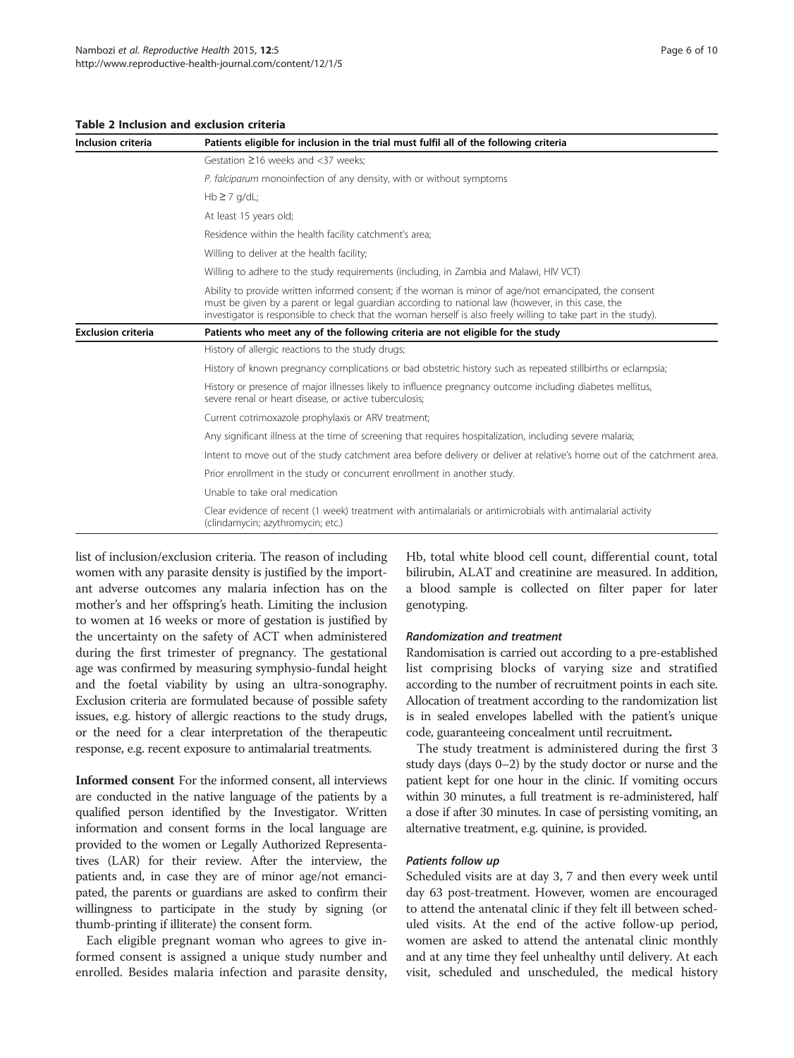**Table 2 Inclusion and exclusion criteria**

| Inclusion criteria | Patients eligible for inclusion in the trial must fulfil all of the following criteria |
|---|---|
| | Gestation ≥16 weeks and <37 weeks; |
| | *P. falciparum* monoinfection of any density, with or without symptoms |
| | Hb ≥ 7 g/dL; |
| | At least 15 years old; |
| | Residence within the health facility catchment's area; |
| | Willing to deliver at the health facility; |
| | Willing to adhere to the study requirements (including, in Zambia and Malawi, HIV VCT) |
| | Ability to provide written informed consent; if the woman is minor of age/not emancipated, the consent must be given by a parent or legal guardian according to national law (however, in this case, the investigator is responsible to check that the woman herself is also freely willing to take part in the study). |
| **Exclusion criteria** | **Patients who meet any of the following criteria are not eligible for the study** |
| | History of allergic reactions to the study drugs; |
| | History of known pregnancy complications or bad obstetric history such as repeated stillbirths or eclampsia; |
| | History or presence of major illnesses likely to influence pregnancy outcome including diabetes mellitus, severe renal or heart disease, or active tuberculosis; |
| | Current cotrimoxazole prophylaxis or ARV treatment; |
| | Any significant illness at the time of screening that requires hospitalization, including severe malaria; |
| | Intent to move out of the study catchment area before delivery or deliver at relative's home out of the catchment area. |
| | Prior enrollment in the study or concurrent enrollment in another study. |
| | Unable to take oral medication |
| | Clear evidence of recent (1 week) treatment with antimalarials or antimicrobials with antimalarial activity (clindamycin; azythromycin; etc.) |

list of inclusion/exclusion criteria. The reason of including women with any parasite density is justified by the important adverse outcomes any malaria infection has on the mother's and her offspring's heath. Limiting the inclusion to women at 16 weeks or more of gestation is justified by the uncertainty on the safety of ACT when administered during the first trimester of pregnancy. The gestational age was confirmed by measuring symphysio-fundal height and the foetal viability by using an ultra-sonography. Exclusion criteria are formulated because of possible safety issues, e.g. history of allergic reactions to the study drugs, or the need for a clear interpretation of the therapeutic response, e.g. recent exposure to antimalarial treatments.

**Informed consent** For the informed consent, all interviews are conducted in the native language of the patients by a qualified person identified by the Investigator. Written information and consent forms in the local language are provided to the women or Legally Authorized Representatives (LAR) for their review. After the interview, the patients and, in case they are of minor age/not emancipated, the parents or guardians are asked to confirm their willingness to participate in the study by signing (or thumb-printing if illiterate) the consent form.

Each eligible pregnant woman who agrees to give informed consent is assigned a unique study number and enrolled. Besides malaria infection and parasite density, Hb, total white blood cell count, differential count, total bilirubin, ALAT and creatinine are measured. In addition, a blood sample is collected on filter paper for later genotyping.

#### *Randomization and treatment*

Randomisation is carried out according to a pre-established list comprising blocks of varying size and stratified according to the number of recruitment points in each site. Allocation of treatment according to the randomization list is in sealed envelopes labelled with the patient's unique code, guaranteeing concealment until recruitment**.**

The study treatment is administered during the first 3 study days (days 0–2) by the study doctor or nurse and the patient kept for one hour in the clinic. If vomiting occurs within 30 minutes, a full treatment is re-administered, half a dose if after 30 minutes. In case of persisting vomiting, an alternative treatment, e.g. quinine, is provided.

#### *Patients follow up*

Scheduled visits are at day 3, 7 and then every week until day 63 post-treatment. However, women are encouraged to attend the antenatal clinic if they felt ill between scheduled visits. At the end of the active follow-up period, women are asked to attend the antenatal clinic monthly and at any time they feel unhealthy until delivery. At each visit, scheduled and unscheduled, the medical history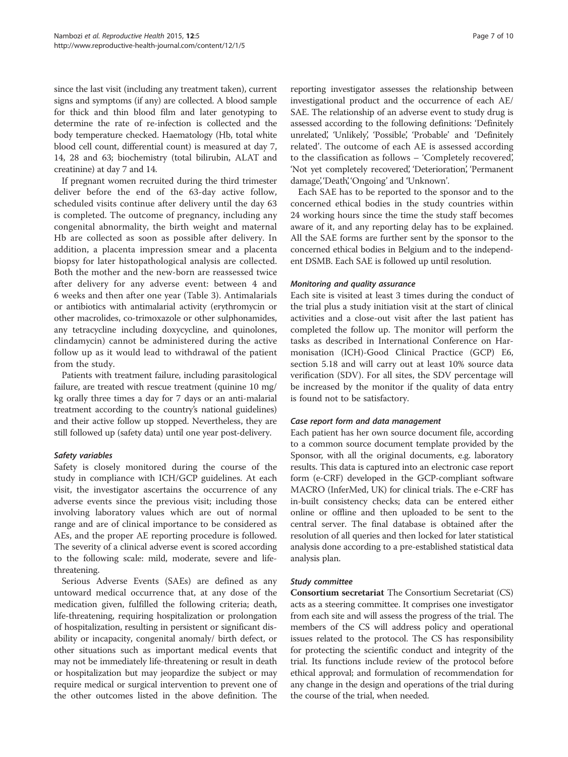since the last visit (including any treatment taken), current signs and symptoms (if any) are collected. A blood sample for thick and thin blood film and later genotyping to determine the rate of re-infection is collected and the body temperature checked. Haematology (Hb, total white blood cell count, differential count) is measured at day 7, 14, 28 and 63; biochemistry (total bilirubin, ALAT and creatinine) at day 7 and 14.

If pregnant women recruited during the third trimester deliver before the end of the 63-day active follow, scheduled visits continue after delivery until the day 63 is completed. The outcome of pregnancy, including any congenital abnormality, the birth weight and maternal Hb are collected as soon as possible after delivery. In addition, a placenta impression smear and a placenta biopsy for later histopathological analysis are collected. Both the mother and the new-born are reassessed twice after delivery for any adverse event: between 4 and 6 weeks and then after one year (Table 3). Antimalarials or antibiotics with antimalarial activity (erythromycin or other macrolides, co-trimoxazole or other sulphonamides, any tetracycline including doxycycline, and quinolones, clindamycin) cannot be administered during the active follow up as it would lead to withdrawal of the patient from the study.

Patients with treatment failure, including parasitological failure, are treated with rescue treatment (quinine 10 mg/kg orally three times a day for 7 days or an anti-malarial treatment according to the country's national guidelines) and their active follow up stopped. Nevertheless, they are still followed up (safety data) until one year post-delivery.

### *Safety variables*

Safety is closely monitored during the course of the study in compliance with ICH/GCP guidelines. At each visit, the investigator ascertains the occurrence of any adverse events since the previous visit; including those involving laboratory values which are out of normal range and are of clinical importance to be considered as AEs, and the proper AE reporting procedure is followed. The severity of a clinical adverse event is scored according to the following scale: mild, moderate, severe and life-threatening.

Serious Adverse Events (SAEs) are defined as any untoward medical occurrence that, at any dose of the medication given, fulfilled the following criteria; death, life-threatening, requiring hospitalization or prolongation of hospitalization, resulting in persistent or significant disability or incapacity, congenital anomaly/ birth defect, or other situations such as important medical events that may not be immediately life-threatening or result in death or hospitalization but may jeopardize the subject or may require medical or surgical intervention to prevent one of the other outcomes listed in the above definition. The reporting investigator assesses the relationship between investigational product and the occurrence of each AE/SAE. The relationship of an adverse event to study drug is assessed according to the following definitions: 'Definitely unrelated', 'Unlikely', 'Possible', 'Probable' and 'Definitely related'. The outcome of each AE is assessed according to the classification as follows – 'Completely recovered', 'Not yet completely recovered', 'Deterioration', 'Permanent damage', 'Death', 'Ongoing' and 'Unknown'.

Each SAE has to be reported to the sponsor and to the concerned ethical bodies in the study countries within 24 working hours since the time the study staff becomes aware of it, and any reporting delay has to be explained. All the SAE forms are further sent by the sponsor to the concerned ethical bodies in Belgium and to the independent DSMB. Each SAE is followed up until resolution.

### *Monitoring and quality assurance*

Each site is visited at least 3 times during the conduct of the trial plus a study initiation visit at the start of clinical activities and a close-out visit after the last patient has completed the follow up. The monitor will perform the tasks as described in International Conference on Harmonisation (ICH)-Good Clinical Practice (GCP) E6, section 5.18 and will carry out at least 10% source data verification (SDV). For all sites, the SDV percentage will be increased by the monitor if the quality of data entry is found not to be satisfactory.

### *Case report form and data management*

Each patient has her own source document file, according to a common source document template provided by the Sponsor, with all the original documents, e.g. laboratory results. This data is captured into an electronic case report form (e-CRF) developed in the GCP-compliant software MACRO (InferMed, UK) for clinical trials. The e-CRF has in-built consistency checks; data can be entered either online or offline and then uploaded to be sent to the central server. The final database is obtained after the resolution of all queries and then locked for later statistical analysis done according to a pre-established statistical data analysis plan.

### *Study committee*

**Consortium secretariat** The Consortium Secretariat (CS) acts as a steering committee. It comprises one investigator from each site and will assess the progress of the trial. The members of the CS will address policy and operational issues related to the protocol. The CS has responsibility for protecting the scientific conduct and integrity of the trial. Its functions include review of the protocol before ethical approval; and formulation of recommendation for any change in the design and operations of the trial during the course of the trial, when needed.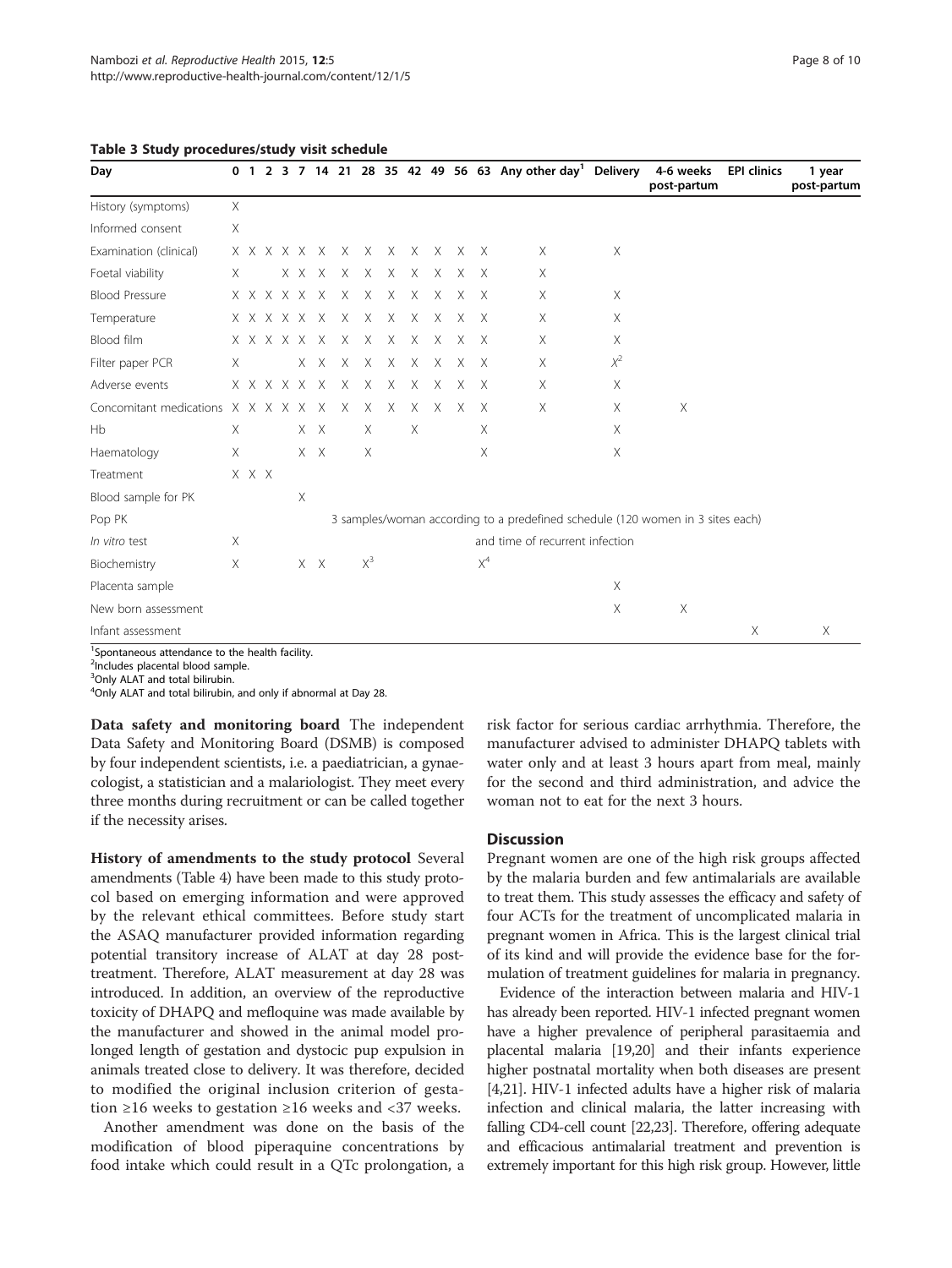**Table 3 Study procedures/study visit schedule**

| Day | 0 | 1 | 2 | 3 | 7 | 14 | 21 | 28 | 35 | 42 | 49 | 56 | 63 | Any other day[1] | Delivery | 4-6 weeks post-partum | EPI clinics | 1 year post-partum |
|---|---|---|---|---|---|---|---|---|---|---|---|---|---|---|---|---|---|---|
| History (symptoms) | X | | | | | | | | | | | | | | | | | |
| Informed consent | X | | | | | | | | | | | | | | | | | |
| Examination (clinical) | X | X | X | X | X | X | X | X | X | X | X | X | X | X | X | | | |
| Foetal viability | X | | | X | X | X | X | X | X | X | X | X | X | X | | | | |
| Blood Pressure | X | X | X | X | X | X | X | X | X | X | X | X | X | X | X | | | |
| Temperature | X | X | X | X | X | X | X | X | X | X | X | X | X | X | X | | | |
| Blood film | X | X | X | X | X | X | X | X | X | X | X | X | X | X | X | | | |
| Filter paper PCR | X | | | | X | X | X | X | X | X | X | X | X | X | X[2] | | | |
| Adverse events | X | X | X | X | X | X | X | X | X | X | X | X | X | X | X | | | |
| Concomitant medications | X | X | X | X | X | X | X | X | X | X | X | X | X | X | X | X | | |
| Hb | X | | | | X | X | | X | | X | | | X | | X | | | |
| Haematology | X | | | | X | X | | X | | | | | X | | X | | | |
| Treatment | X | X | X | | | | | | | | | | | | | | | |
| Blood sample for PK | | | | | X | | | | | | | | | | | | | |
| Pop PK | | | | | | | | 3 samples/woman according to a predefined schedule (120 women in 3 sites each) | | | | | | | | | | |
| *In vitro* test | X | | | | | | | | | | | | and time of recurrent infection | | | | | |
| Biochemistry | X | | | | X | X | | X[3] | | | | | X[4] | | | | | |
| Placenta sample | | | | | | | | | | | | | | | X | | | |
| New born assessment | | | | | | | | | | | | | | | X | X | | |
| Infant assessment | | | | | | | | | | | | | | | | | X | X |

[1]Spontaneous attendance to the health facility.
[2]Includes placental blood sample.
[3]Only ALAT and total bilirubin.
[4]Only ALAT and total bilirubin, and only if abnormal at Day 28.

**Data safety and monitoring board** The independent Data Safety and Monitoring Board (DSMB) is composed by four independent scientists, i.e. a paediatrician, a gynaecologist, a statistician and a malariologist. They meet every three months during recruitment or can be called together if the necessity arises.

**History of amendments to the study protocol** Several amendments (Table 4) have been made to this study protocol based on emerging information and were approved by the relevant ethical committees. Before study start the ASAQ manufacturer provided information regarding potential transitory increase of ALAT at day 28 post-treatment. Therefore, ALAT measurement at day 28 was introduced. In addition, an overview of the reproductive toxicity of DHAPQ and mefloquine was made available by the manufacturer and showed in the animal model prolonged length of gestation and dystocic pup expulsion in animals treated close to delivery. It was therefore, decided to modified the original inclusion criterion of gestation ≥16 weeks to gestation ≥16 weeks and <37 weeks.

Another amendment was done on the basis of the modification of blood piperaquine concentrations by food intake which could result in a QTc prolongation, a risk factor for serious cardiac arrhythmia. Therefore, the manufacturer advised to administer DHAPQ tablets with water only and at least 3 hours apart from meal, mainly for the second and third administration, and advice the woman not to eat for the next 3 hours.

## Discussion

Pregnant women are one of the high risk groups affected by the malaria burden and few antimalarials are available to treat them. This study assesses the efficacy and safety of four ACTs for the treatment of uncomplicated malaria in pregnant women in Africa. This is the largest clinical trial of its kind and will provide the evidence base for the formulation of treatment guidelines for malaria in pregnancy.

Evidence of the interaction between malaria and HIV-1 has already been reported. HIV-1 infected pregnant women have a higher prevalence of peripheral parasitaemia and placental malaria [19,20] and their infants experience higher postnatal mortality when both diseases are present [4,21]. HIV-1 infected adults have a higher risk of malaria infection and clinical malaria, the latter increasing with falling CD4-cell count [22,23]. Therefore, offering adequate and efficacious antimalarial treatment and prevention is extremely important for this high risk group. However, little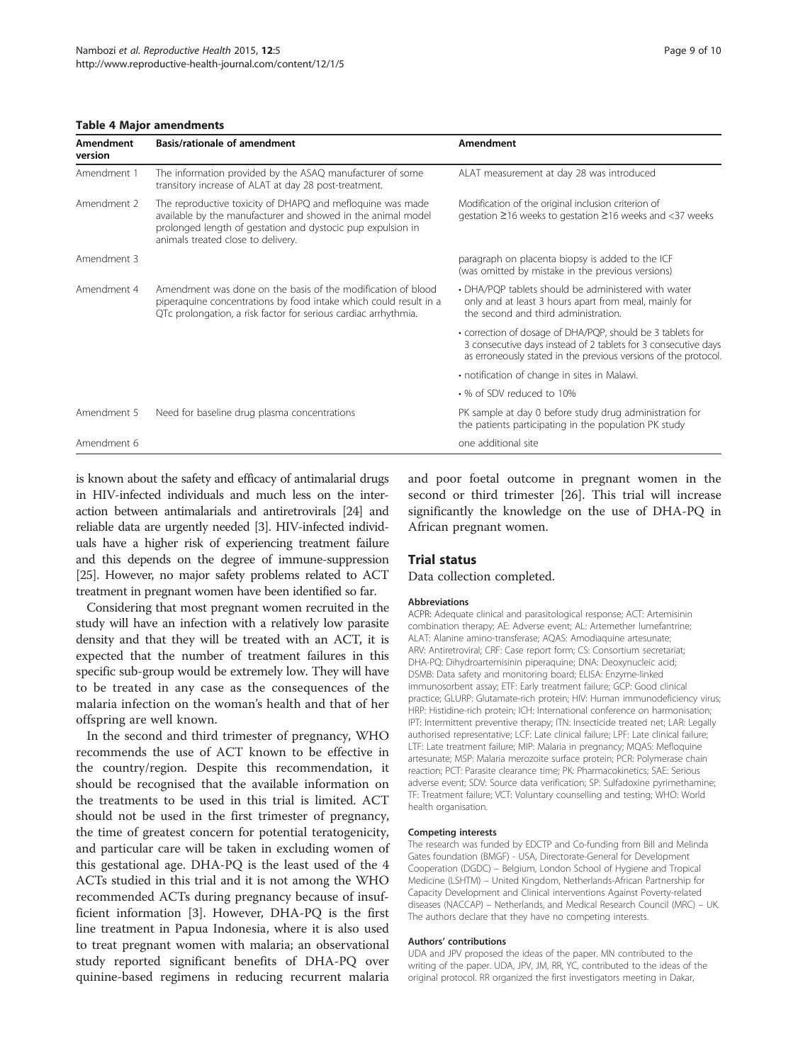**Table 4 Major amendments**

| Amendment version | Basis/rationale of amendment | Amendment |
|---|---|---|
| Amendment 1 | The information provided by the ASAQ manufacturer of some transitory increase of ALAT at day 28 post-treatment. | ALAT measurement at day 28 was introduced |
| Amendment 2 | The reproductive toxicity of DHAPQ and mefloquine was made available by the manufacturer and showed in the animal model prolonged length of gestation and dystocic pup expulsion in animals treated close to delivery. | Modification of the original inclusion criterion of gestation ≥16 weeks to gestation ≥16 weeks and <37 weeks |
| Amendment 3 | | paragraph on placenta biopsy is added to the ICF (was omitted by mistake in the previous versions) |
| Amendment 4 | Amendment was done on the basis of the modification of blood piperaquine concentrations by food intake which could result in a QTc prolongation, a risk factor for serious cardiac arrhythmia. | • DHA/PQP tablets should be administered with water only and at least 3 hours apart from meal, mainly for the second and third administration. |
| | | • correction of dosage of DHA/PQP, should be 3 tablets for 3 consecutive days instead of 2 tablets for 3 consecutive days as erroneously stated in the previous versions of the protocol. |
| | | • notification of change in sites in Malawi. |
| | | • % of SDV reduced to 10% |
| Amendment 5 | Need for baseline drug plasma concentrations | PK sample at day 0 before study drug administration for the patients participating in the population PK study |
| Amendment 6 | | one additional site |

is known about the safety and efficacy of antimalarial drugs in HIV-infected individuals and much less on the interaction between antimalarials and antiretrovirals [24] and reliable data are urgently needed [3]. HIV-infected individuals have a higher risk of experiencing treatment failure and this depends on the degree of immune-suppression [25]. However, no major safety problems related to ACT treatment in pregnant women have been identified so far.

Considering that most pregnant women recruited in the study will have an infection with a relatively low parasite density and that they will be treated with an ACT, it is expected that the number of treatment failures in this specific sub-group would be extremely low. They will have to be treated in any case as the consequences of the malaria infection on the woman's health and that of her offspring are well known.

In the second and third trimester of pregnancy, WHO recommends the use of ACT known to be effective in the country/region. Despite this recommendation, it should be recognised that the available information on the treatments to be used in this trial is limited. ACT should not be used in the first trimester of pregnancy, the time of greatest concern for potential teratogenicity, and particular care will be taken in excluding women of this gestational age. DHA-PQ is the least used of the 4 ACTs studied in this trial and it is not among the WHO recommended ACTs during pregnancy because of insufficient information [3]. However, DHA-PQ is the first line treatment in Papua Indonesia, where it is also used to treat pregnant women with malaria; an observational study reported significant benefits of DHA-PQ over quinine-based regimens in reducing recurrent malaria and poor foetal outcome in pregnant women in the second or third trimester [26]. This trial will increase significantly the knowledge on the use of DHA-PQ in African pregnant women.

## Trial status

Data collection completed.

#### Abbreviations

ACPR: Adequate clinical and parasitological response; ACT: Artemisinin combination therapy; AE: Adverse event; AL: Artemether lumefantrine; ALAT: Alanine amino-transferase; AQAS: Amodiaquine artesunate; ARV: Antiretroviral; CRF: Case report form; CS: Consortium secretariat; DHA-PQ: Dihydroartemisinin piperaquine; DNA: Deoxynucleic acid; DSMB: Data safety and monitoring board; ELISA: Enzyme-linked immunosorbent assay; ETF: Early treatment failure; GCP: Good clinical practice; GLURP: Glutamate-rich protein; HIV: Human immunodeficiency virus; HRP: Histidine-rich protein; ICH: International conference on harmonisation; IPT: Intermittent preventive therapy; ITN: Insecticide treated net; LAR: Legally authorised representative; LCF: Late clinical failure; LPF: Late clinical failure; LTF: Late treatment failure; MIP: Malaria in pregnancy; MQAS: Mefloquine artesunate; MSP: Malaria merozoite surface protein; PCR: Polymerase chain reaction; PCT: Parasite clearance time; PK: Pharmacokinetics; SAE: Serious adverse event; SDV: Source data verification; SP: Sulfadoxine pyrimethamine; TF: Treatment failure; VCT: Voluntary counselling and testing; WHO: World health organisation.

#### Competing interests

The research was funded by EDCTP and Co-funding from Bill and Melinda Gates foundation (BMGF) - USA, Directorate-General for Development Cooperation (DGDC) – Belgium, London School of Hygiene and Tropical Medicine (LSHTM) – United Kingdom, Netherlands-African Partnership for Capacity Development and Clinical interventions Against Poverty-related diseases (NACCAP) – Netherlands, and Medical Research Council (MRC) – UK. The authors declare that they have no competing interests.

#### Authors' contributions

UDA and JPV proposed the ideas of the paper. MN contributed to the writing of the paper. UDA, JPV, JM, RR, YC, contributed to the ideas of the original protocol. RR organized the first investigators meeting in Dakar,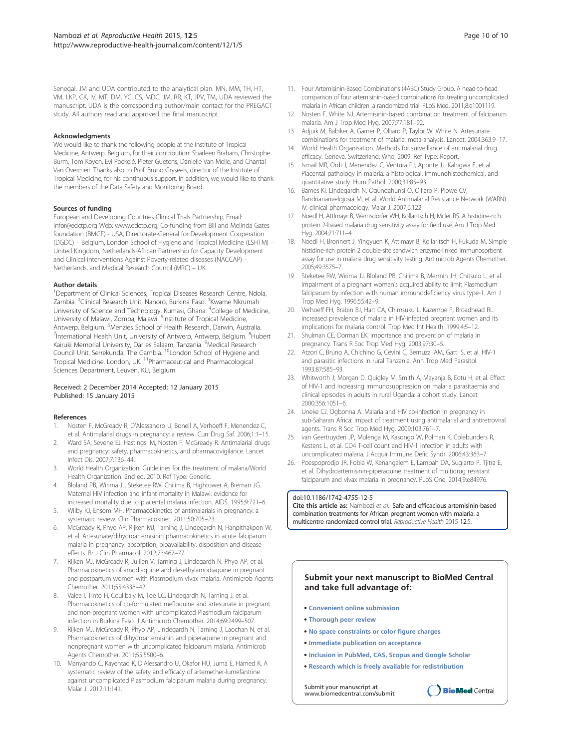Senegal. JM and UDA contributed to the analytical plan. MN, MM, TH, HT, VM, LKP, GK, IV, MT, DM, YC, CS, MDC, JM, RR, KT, JPV, TM, UDA reviewed the manuscript. UDA is the corresponding author/main contact for the PREGACT study. All authors read and approved the final manuscript.

### Acknowledgments

We would like to thank the following people at the Institute of Tropical Medicine, Antwerp, Belgium, for their contribution: Sharleen Braham, Christophe Burm, Tom Koyen, Evi Pockelé, Pieter Guetens, Danielle Van Melle, and Chantal Van Overmeir. Thanks also to Prof. Bruno Gryseels, director of the Institute of Tropical Medicine, for his continuous support. In addition, we would like to thank the members of the Data Safety and Monitoring Board.

### Sources of funding

European and Developing Countries Clinical Trials Partnership, Email: info@edctp.org Web: www.edctp.org; Co-funding from Bill and Melinda Gates foundation (BMGF) - USA, Directorate-General for Development Cooperation (DGDC) – Belgium, London School of Hygiene and Tropical Medicine (LSHTM) – United Kingdom, Netherlands-African Partnership for Capacity Development and Clinical interventions Against Poverty-related diseases (NACCAP) – Netherlands, and Medical Research Council (MRC) – UK.

### Author details

[1]Department of Clinical Sciences, Tropical Diseases Research Centre, Ndola, Zambia. [2]Clinical Research Unit, Nanoro, Burkina Faso. [3]Kwame Nkrumah University of Science and Technology, Kumasi, Ghana. [4]College of Medicine, University of Malawi, Zomba, Malawi. [5]Institute of Tropical Medicine, Antwerp, Belgium. [6]Menzies School of Health Research, Darwin, Australia. [7]International Health Unit, University of Antwerp, Antwerp, Belgium. [8]Hubert Kairuki Memorial University, Dar es Salaam, Tanzania. [9]Medical Research Council Unit, Serrekunda, The Gambia. [10]London School of Hygiene and Tropical Medicine, London, UK. [11]Pharmaceutical and Pharmacological Sciences Department, Leuven, KU, Belgium.

Received: 2 December 2014 Accepted: 12 January 2015
Published: 15 January 2015

### References

1. Nosten F, McGready R, D'Alessandro U, Bonell A, Verhoeff F, Menendez C, et al. Antimalarial drugs in pregnancy: a review. Curr Drug Saf. 2006;1:1–15.
2. Ward SA, Sevene EJ, Hastings IM, Nosten F, McGready R. Antimalarial drugs and pregnancy: safety, pharmacokinetics, and pharmacovigilance. Lancet Infect Dis. 2007;7:136–44.
3. World Health Organization. Guidelines for the treatment of malaria/World Health Organization. 2nd ed. 2010. Ref Type: Generic.
4. Bloland PB, Wirima JJ, Steketee RW, Chilima B, Hightower A, Breman JG. Maternal HIV infection and infant mortality in Malawi: evidence for increased mortality due to placental malaria infection. AIDS. 1995;9:721–6.
5. Wilby KJ, Ensom MH. Pharmacokinetics of antimalarials in pregnancy: a systematic review. Clin Pharmacokinet. 2011;50:705–23.
6. McGready R, Phyo AP, Rijken MJ, Tarning J, Lindegardh N, Hanpithakpon W, et al. Artesunate/dihydroartemisinin pharmacokinetics in acute falciparum malaria in pregnancy: absorption, bioavailability, disposition and disease effects. Br J Clin Pharmacol. 2012;73:467–77.
7. Rijken MJ, McGready R, Jullien V, Tarning J, Lindegardh N, Phyo AP, et al. Pharmacokinetics of amodiaquine and desethylamodiaquine in pregnant and postpartum women with Plasmodium vivax malaria. Antimicrob Agents Chemother. 2011;55:4338–42.
8. Valea I, Tinto H, Coulibaly M, Toe LC, Lindegardh N, Tarning J, et al. Pharmacokinetics of co-formulated mefloquine and artesunate in pregnant and non-pregnant women with uncomplicated Plasmodium falciparum infection in Burkina Faso. J Antimicrob Chemother. 2014;69:2499–507.
9. Rijken MJ, McGready R, Phyo AP, Lindegardh N, Tarning J, Laochan N, et al. Pharmacokinetics of dihydroartemisinin and piperaquine in pregnant and nonpregnant women with uncomplicated falciparum malaria. Antimicrob Agents Chemother. 2011;55:5500–6.
10. Manyando C, Kayentao K, D'Alessandro U, Okafor HU, Juma E, Hamed K. A systematic review of the safety and efficacy of artemether-lumefantrine against uncomplicated Plasmodium falciparum malaria during pregnancy. Malar J. 2012;11:141.
11. Four Artemisinin-Based Combinations (4ABC) Study Group. A head-to-head comparison of four artemisinin-based combinations for treating uncomplicated malaria in African children: a randomized trial. PLoS Med. 2011;8:e1001119.
12. Nosten F, White NJ. Artemisinin-based combination treatment of falciparum malaria. Am J Trop Med Hyg. 2007;77:181–92.
13. Adjuik M, Babiker A, Garner P, Olliaro P, Taylor W, White N. Artesunate combinations for treatment of malaria: meta-analysis. Lancet. 2004;363:9–17.
14. World Health Organisation. Methods for surveillance of antimalarial drug efficacy. Geneva, Switzerland: Who; 2009. Ref Type: Report.
15. Ismail MR, Ordi J, Menendez C, Ventura PJ, Aponte JJ, Kahigwa E, et al. Placental pathology in malaria: a histological, immunohistochemical, and quantitative study. Hum Pathol. 2000;31:85–93.
16. Barnes KI, Lindegardh N, Ogundahunsi O, Olliaro P, Plowe CV, Randrianarivelojosia M, et al. World Antimalarial Resistance Network (WARN) IV: clinical pharmacology. Malar J. 2007;6:122.
17. Noedl H, Attlmayr B, Wernsdorfer WH, Kollaritsch H, Miller RS. A histidine-rich protein 2-based malaria drug sensitivity assay for field use. Am J Trop Med Hyg. 2004;71:711–4.
18. Noedl H, Bronnert J, Yingyuen K, Attlmayr B, Kollaritsch H, Fukuda M. Simple histidine-rich protein 2 double-site sandwich enzyme-linked immunosorbent assay for use in malaria drug sensitivity testing. Antimicrob Agents Chemother. 2005;49:3575–7.
19. Steketee RW, Wirima JJ, Bloland PB, Chilima B, Mermin JH, Chitsulo L, et al. Impairment of a pregnant woman's acquired ability to limit Plasmodium falciparum by infection with human immunodeficiency virus type-1. Am J Trop Med Hyg. 1996;55:42–9.
20. Verhoeff FH, Brabin BJ, Hart CA, Chimsuku L, Kazembe P, Broadhead RL. Increased prevalence of malaria in HIV-infected pregnant women and its implications for malaria control. Trop Med Int Health. 1999;4:5–12.
21. Shulman CE, Dorman EK. Importance and prevention of malaria in pregnancy. Trans R Soc Trop Med Hyg. 2003;97:30–5.
22. Atzori C, Bruno A, Chichino G, Cevini C, Bernuzzi AM, Gatti S, et al. HIV-1 and parasitic infections in rural Tanzania. Ann Trop Med Parasitol. 1993;87:585–93.
23. Whitworth J, Morgan D, Quigley M, Smith A, Mayanja B, Eotu H, et al. Effect of HIV-1 and increasing immunosuppression on malaria parasitaemia and clinical episodes in adults in rural Uganda: a cohort study. Lancet. 2000;356:1051–6.
24. Uneke CJ, Ogbonna A. Malaria and HIV co-infection in pregnancy in sub-Saharan Africa: impact of treatment using antimalarial and antiretroviral agents. Trans R Soc Trop Med Hyg. 2009;103:761–7.
25. van Geertruyden JP, Mulenga M, Kasongo W, Polman K, Colebunders R, Kestens L, et al. CD4 T-cell count and HIV-1 infection in adults with uncomplicated malaria. J Acquir Immune Defic Syndr. 2006;43:363–7.
26. Poespoprodjo JR, Fobia W, Kenangalem E, Lampah DA, Sugiarto P, Tjitra E, et al. Dihydroartemisinin-piperaquine treatment of multidrug resistant falciparum and vivax malaria in pregnancy. PLoS One. 2014;9:e84976.

doi:10.1186/1742-4755-12-5
**Cite this article as:** Nambozi *et al.*: Safe and efficacious artemisinin-based combination treatments for African pregnant women with malaria: a multicentre randomized control trial. *Reproductive Health* 2015 **12**:5.

**Submit your next manuscript to BioMed Central and take full advantage of:**

- **Convenient online submission**
- **Thorough peer review**
- **No space constraints or color figure charges**
- **Immediate publication on acceptance**
- **Inclusion in PubMed, CAS, Scopus and Google Scholar**
- **Research which is freely available for redistribution**

Submit your manuscript at
www.biomedcentral.com/submit

BioMed Central